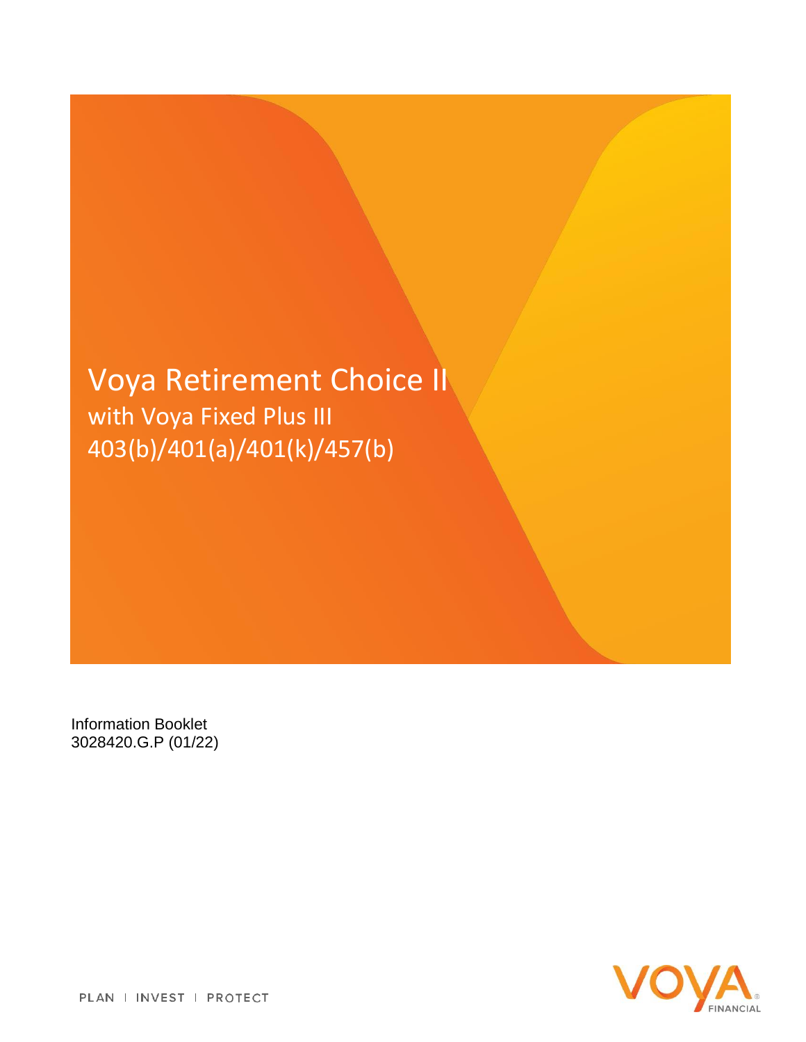# Voya Retirement Choice II

## with Voya Fixed Plus III

## 403(b)/401(a)/401(k)/457(b)

Information Booklet
3028420.G.P (01/22)

PLAN | INVEST | PROTECT

VOYA FINANCIAL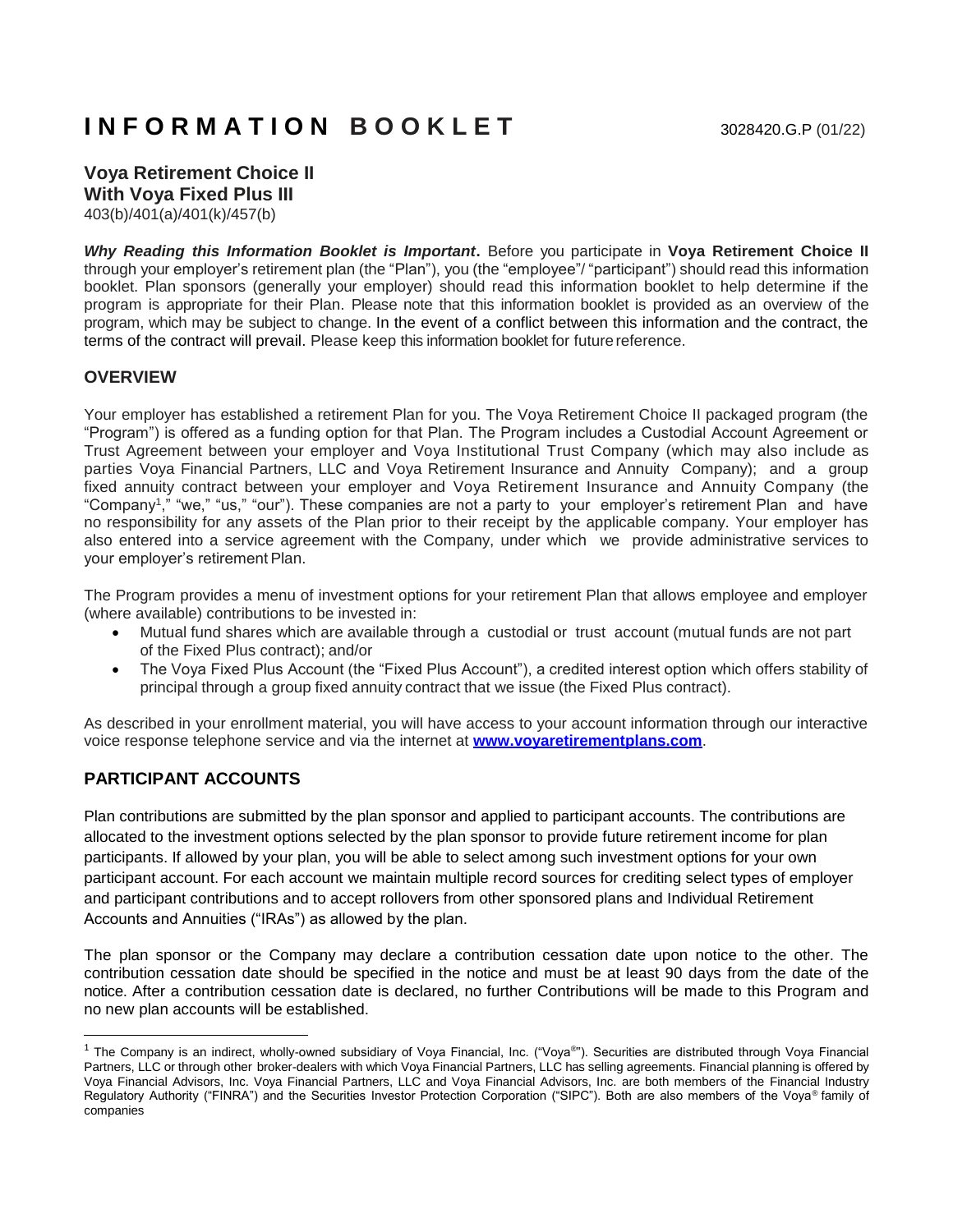# INFORMATION BOOKLET

3028420.G.P (01/22)

**Voya Retirement Choice II**
**With Voya Fixed Plus III**
403(b)/401(a)/401(k)/457(b)

***Why Reading this Information Booklet is Important*.** Before you participate in **Voya Retirement Choice II** through your employer's retirement plan (the "Plan"), you (the "employee"/ "participant") should read this information booklet. Plan sponsors (generally your employer) should read this information booklet to help determine if the program is appropriate for their Plan. Please note that this information booklet is provided as an overview of the program, which may be subject to change. In the event of a conflict between this information and the contract, the terms of the contract will prevail. Please keep this information booklet for future reference.

## OVERVIEW

Your employer has established a retirement Plan for you. The Voya Retirement Choice II packaged program (the "Program") is offered as a funding option for that Plan. The Program includes a Custodial Account Agreement or Trust Agreement between your employer and Voya Institutional Trust Company (which may also include as parties Voya Financial Partners, LLC and Voya Retirement Insurance and Annuity Company); and a group fixed annuity contract between your employer and Voya Retirement Insurance and Annuity Company (the "Company[1]," "we," "us," "our"). These companies are not a party to your employer's retirement Plan and have no responsibility for any assets of the Plan prior to their receipt by the applicable company. Your employer has also entered into a service agreement with the Company, under which we provide administrative services to your employer's retirement Plan.

The Program provides a menu of investment options for your retirement Plan that allows employee and employer (where available) contributions to be invested in:

- Mutual fund shares which are available through a custodial or trust account (mutual funds are not part of the Fixed Plus contract); and/or
- The Voya Fixed Plus Account (the "Fixed Plus Account"), a credited interest option which offers stability of principal through a group fixed annuity contract that we issue (the Fixed Plus contract).

As described in your enrollment material, you will have access to your account information through our interactive voice response telephone service and via the internet at **www.voyaretirementplans.com**.

## PARTICIPANT ACCOUNTS

Plan contributions are submitted by the plan sponsor and applied to participant accounts. The contributions are allocated to the investment options selected by the plan sponsor to provide future retirement income for plan participants. If allowed by your plan, you will be able to select among such investment options for your own participant account. For each account we maintain multiple record sources for crediting select types of employer and participant contributions and to accept rollovers from other sponsored plans and Individual Retirement Accounts and Annuities ("IRAs") as allowed by the plan.

The plan sponsor or the Company may declare a contribution cessation date upon notice to the other. The contribution cessation date should be specified in the notice and must be at least 90 days from the date of the notice. After a contribution cessation date is declared, no further Contributions will be made to this Program and no new plan accounts will be established.

[1] The Company is an indirect, wholly-owned subsidiary of Voya Financial, Inc. ("Voya®"). Securities are distributed through Voya Financial Partners, LLC or through other broker-dealers with which Voya Financial Partners, LLC has selling agreements. Financial planning is offered by Voya Financial Advisors, Inc. Voya Financial Partners, LLC and Voya Financial Advisors, Inc. are both members of the Financial Industry Regulatory Authority ("FINRA") and the Securities Investor Protection Corporation ("SIPC"). Both are also members of the Voya® family of companies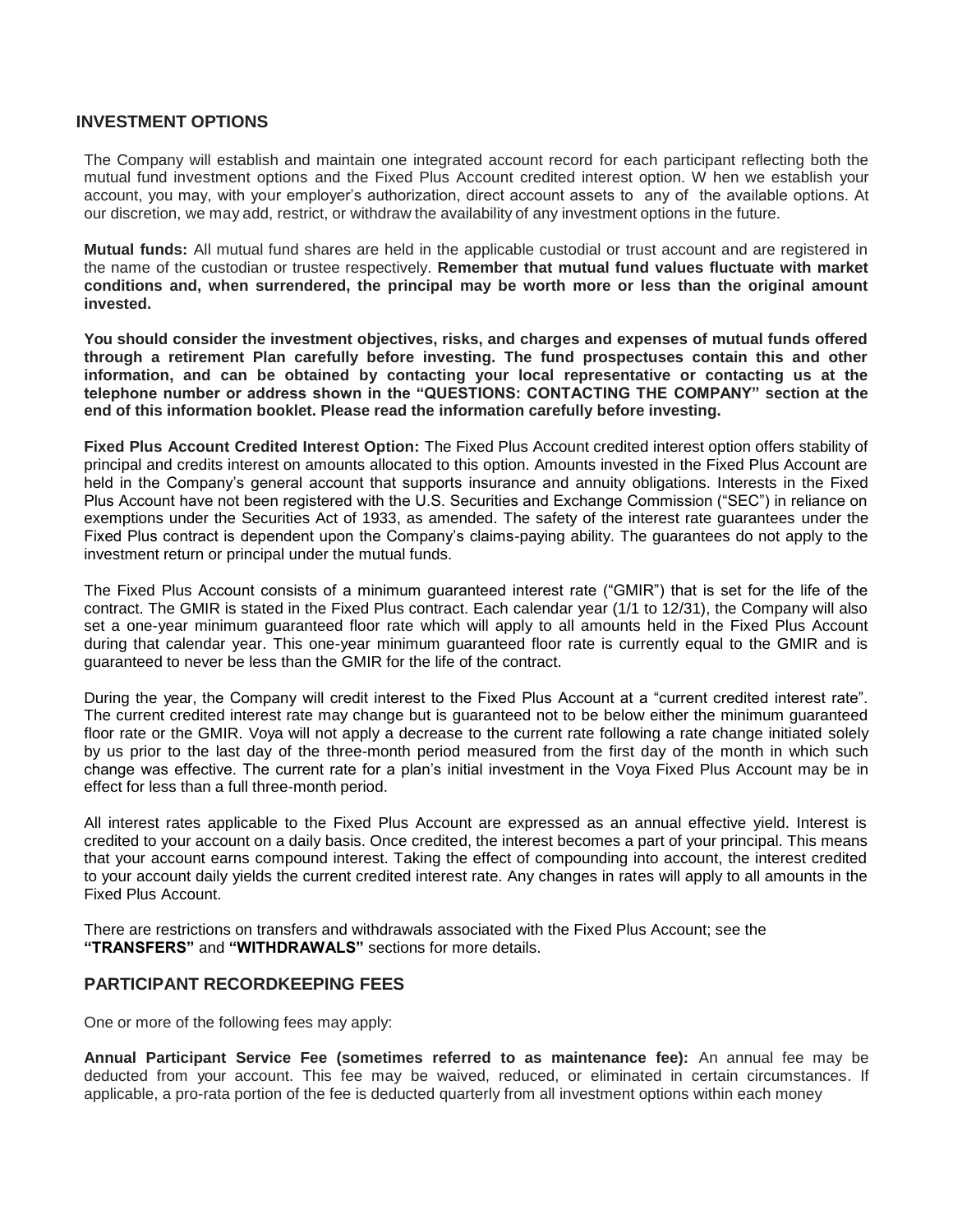## INVESTMENT OPTIONS

The Company will establish and maintain one integrated account record for each participant reflecting both the mutual fund investment options and the Fixed Plus Account credited interest option. When we establish your account, you may, with your employer's authorization, direct account assets to any of the available options. At our discretion, we may add, restrict, or withdraw the availability of any investment options in the future.

**Mutual funds:** All mutual fund shares are held in the applicable custodial or trust account and are registered in the name of the custodian or trustee respectively. **Remember that mutual fund values fluctuate with market conditions and, when surrendered, the principal may be worth more or less than the original amount invested.**

**You should consider the investment objectives, risks, and charges and expenses of mutual funds offered through a retirement Plan carefully before investing. The fund prospectuses contain this and other information, and can be obtained by contacting your local representative or contacting us at the telephone number or address shown in the "QUESTIONS: CONTACTING THE COMPANY" section at the end of this information booklet. Please read the information carefully before investing.**

**Fixed Plus Account Credited Interest Option:** The Fixed Plus Account credited interest option offers stability of principal and credits interest on amounts allocated to this option. Amounts invested in the Fixed Plus Account are held in the Company's general account that supports insurance and annuity obligations. Interests in the Fixed Plus Account have not been registered with the U.S. Securities and Exchange Commission ("SEC") in reliance on exemptions under the Securities Act of 1933, as amended. The safety of the interest rate guarantees under the Fixed Plus contract is dependent upon the Company's claims-paying ability. The guarantees do not apply to the investment return or principal under the mutual funds.

The Fixed Plus Account consists of a minimum guaranteed interest rate ("GMIR") that is set for the life of the contract. The GMIR is stated in the Fixed Plus contract. Each calendar year (1/1 to 12/31), the Company will also set a one-year minimum guaranteed floor rate which will apply to all amounts held in the Fixed Plus Account during that calendar year. This one-year minimum guaranteed floor rate is currently equal to the GMIR and is guaranteed to never be less than the GMIR for the life of the contract.

During the year, the Company will credit interest to the Fixed Plus Account at a "current credited interest rate". The current credited interest rate may change but is guaranteed not to be below either the minimum guaranteed floor rate or the GMIR. Voya will not apply a decrease to the current rate following a rate change initiated solely by us prior to the last day of the three-month period measured from the first day of the month in which such change was effective. The current rate for a plan's initial investment in the Voya Fixed Plus Account may be in effect for less than a full three-month period.

All interest rates applicable to the Fixed Plus Account are expressed as an annual effective yield. Interest is credited to your account on a daily basis. Once credited, the interest becomes a part of your principal. This means that your account earns compound interest. Taking the effect of compounding into account, the interest credited to your account daily yields the current credited interest rate. Any changes in rates will apply to all amounts in the Fixed Plus Account.

There are restrictions on transfers and withdrawals associated with the Fixed Plus Account; see the **"TRANSFERS"** and **"WITHDRAWALS"** sections for more details.

## PARTICIPANT RECORDKEEPING FEES

One or more of the following fees may apply:

**Annual Participant Service Fee (sometimes referred to as maintenance fee):** An annual fee may be deducted from your account. This fee may be waived, reduced, or eliminated in certain circumstances. If applicable, a pro-rata portion of the fee is deducted quarterly from all investment options within each money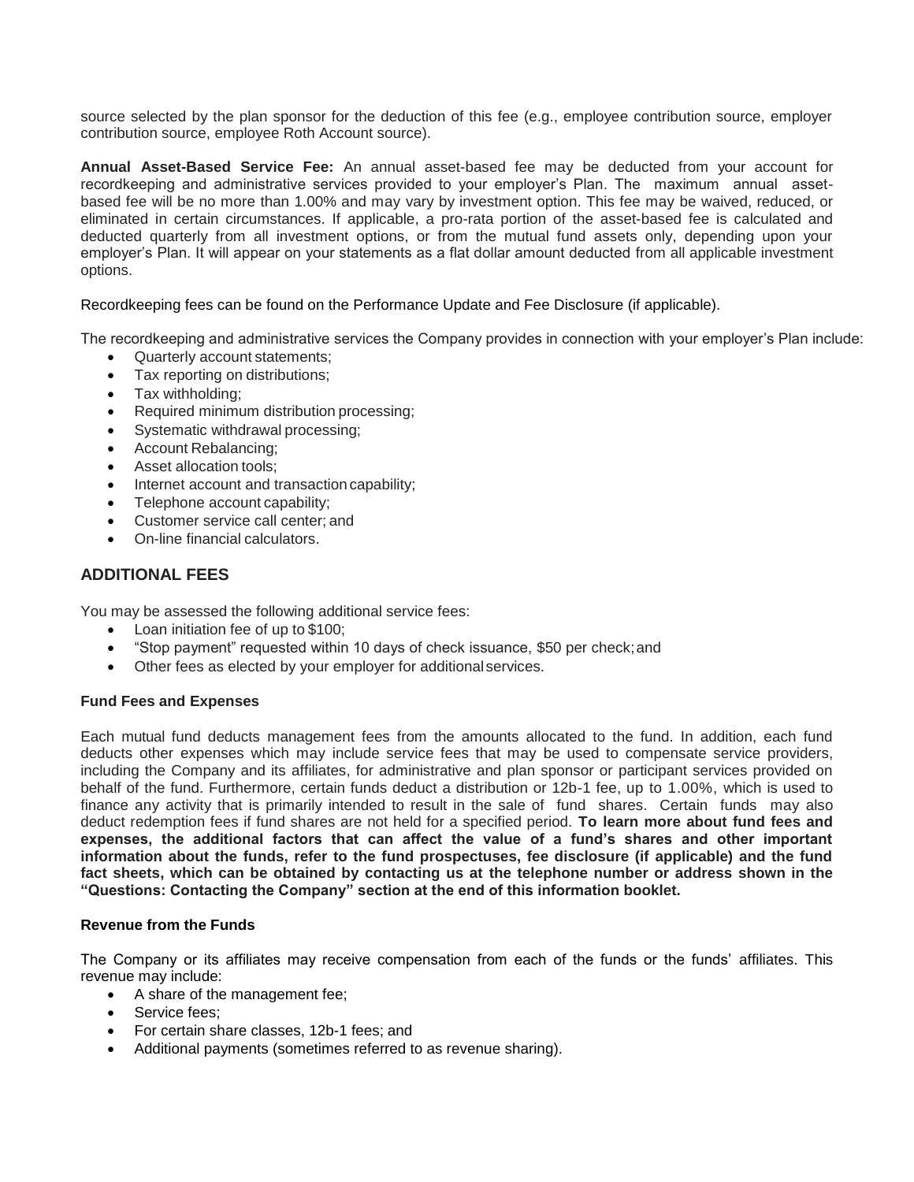source selected by the plan sponsor for the deduction of this fee (e.g., employee contribution source, employer contribution source, employee Roth Account source).

**Annual Asset-Based Service Fee:** An annual asset-based fee may be deducted from your account for recordkeeping and administrative services provided to your employer's Plan. The maximum annual asset-based fee will be no more than 1.00% and may vary by investment option. This fee may be waived, reduced, or eliminated in certain circumstances. If applicable, a pro-rata portion of the asset-based fee is calculated and deducted quarterly from all investment options, or from the mutual fund assets only, depending upon your employer's Plan. It will appear on your statements as a flat dollar amount deducted from all applicable investment options.

Recordkeeping fees can be found on the Performance Update and Fee Disclosure (if applicable).

The recordkeeping and administrative services the Company provides in connection with your employer's Plan include:

- Quarterly account statements;
- Tax reporting on distributions;
- Tax withholding;
- Required minimum distribution processing;
- Systematic withdrawal processing;
- Account Rebalancing;
- Asset allocation tools;
- Internet account and transaction capability;
- Telephone account capability;
- Customer service call center; and
- On-line financial calculators.

## ADDITIONAL FEES

You may be assessed the following additional service fees:

- Loan initiation fee of up to $100;
- "Stop payment" requested within 10 days of check issuance, $50 per check; and
- Other fees as elected by your employer for additional services.

### Fund Fees and Expenses

Each mutual fund deducts management fees from the amounts allocated to the fund. In addition, each fund deducts other expenses which may include service fees that may be used to compensate service providers, including the Company and its affiliates, for administrative and plan sponsor or participant services provided on behalf of the fund. Furthermore, certain funds deduct a distribution or 12b-1 fee, up to 1.00%, which is used to finance any activity that is primarily intended to result in the sale of fund shares. Certain funds may also deduct redemption fees if fund shares are not held for a specified period. **To learn more about fund fees and expenses, the additional factors that can affect the value of a fund's shares and other important information about the funds, refer to the fund prospectuses, fee disclosure (if applicable) and the fund fact sheets, which can be obtained by contacting us at the telephone number or address shown in the "Questions: Contacting the Company" section at the end of this information booklet.**

### Revenue from the Funds

The Company or its affiliates may receive compensation from each of the funds or the funds' affiliates. This revenue may include:

- A share of the management fee;
- Service fees;
- For certain share classes, 12b-1 fees; and
- Additional payments (sometimes referred to as revenue sharing).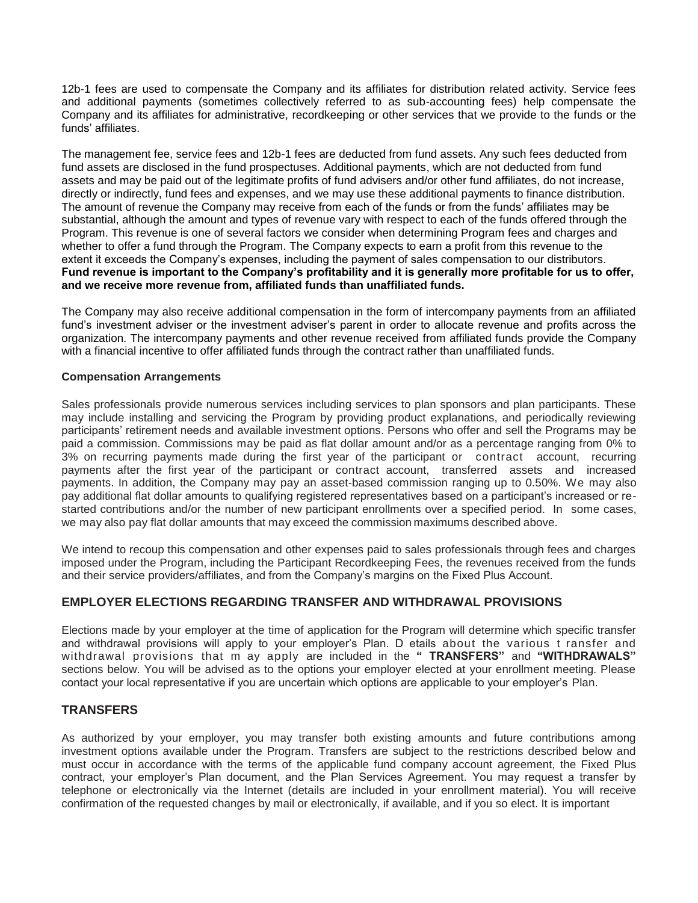12b-1 fees are used to compensate the Company and its affiliates for distribution related activity. Service fees and additional payments (sometimes collectively referred to as sub-accounting fees) help compensate the Company and its affiliates for administrative, recordkeeping or other services that we provide to the funds or the funds' affiliates.

The management fee, service fees and 12b-1 fees are deducted from fund assets. Any such fees deducted from fund assets are disclosed in the fund prospectuses. Additional payments, which are not deducted from fund assets and may be paid out of the legitimate profits of fund advisers and/or other fund affiliates, do not increase, directly or indirectly, fund fees and expenses, and we may use these additional payments to finance distribution. The amount of revenue the Company may receive from each of the funds or from the funds' affiliates may be substantial, although the amount and types of revenue vary with respect to each of the funds offered through the Program. This revenue is one of several factors we consider when determining Program fees and charges and whether to offer a fund through the Program. The Company expects to earn a profit from this revenue to the extent it exceeds the Company's expenses, including the payment of sales compensation to our distributors. **Fund revenue is important to the Company's profitability and it is generally more profitable for us to offer, and we receive more revenue from, affiliated funds than unaffiliated funds.**

The Company may also receive additional compensation in the form of intercompany payments from an affiliated fund's investment adviser or the investment adviser's parent in order to allocate revenue and profits across the organization. The intercompany payments and other revenue received from affiliated funds provide the Company with a financial incentive to offer affiliated funds through the contract rather than unaffiliated funds.

**Compensation Arrangements**

Sales professionals provide numerous services including services to plan sponsors and plan participants. These may include installing and servicing the Program by providing product explanations, and periodically reviewing participants' retirement needs and available investment options. Persons who offer and sell the Programs may be paid a commission. Commissions may be paid as flat dollar amount and/or as a percentage ranging from 0% to 3% on recurring payments made during the first year of the participant or contract account, recurring payments after the first year of the participant or contract account, transferred assets and increased payments. In addition, the Company may pay an asset-based commission ranging up to 0.50%. We may also pay additional flat dollar amounts to qualifying registered representatives based on a participant's increased or re-started contributions and/or the number of new participant enrollments over a specified period. In some cases, we may also pay flat dollar amounts that may exceed the commission maximums described above.

We intend to recoup this compensation and other expenses paid to sales professionals through fees and charges imposed under the Program, including the Participant Recordkeeping Fees, the revenues received from the funds and their service providers/affiliates, and from the Company's margins on the Fixed Plus Account.

## EMPLOYER ELECTIONS REGARDING TRANSFER AND WITHDRAWAL PROVISIONS

Elections made by your employer at the time of application for the Program will determine which specific transfer and withdrawal provisions will apply to your employer's Plan. Details about the various transfer and withdrawal provisions that may apply are included in the **"TRANSFERS"** and **"WITHDRAWALS"** sections below. You will be advised as to the options your employer elected at your enrollment meeting. Please contact your local representative if you are uncertain which options are applicable to your employer's Plan.

## TRANSFERS

As authorized by your employer, you may transfer both existing amounts and future contributions among investment options available under the Program. Transfers are subject to the restrictions described below and must occur in accordance with the terms of the applicable fund company account agreement, the Fixed Plus contract, your employer's Plan document, and the Plan Services Agreement. You may request a transfer by telephone or electronically via the Internet (details are included in your enrollment material). You will receive confirmation of the requested changes by mail or electronically, if available, and if you so elect. It is important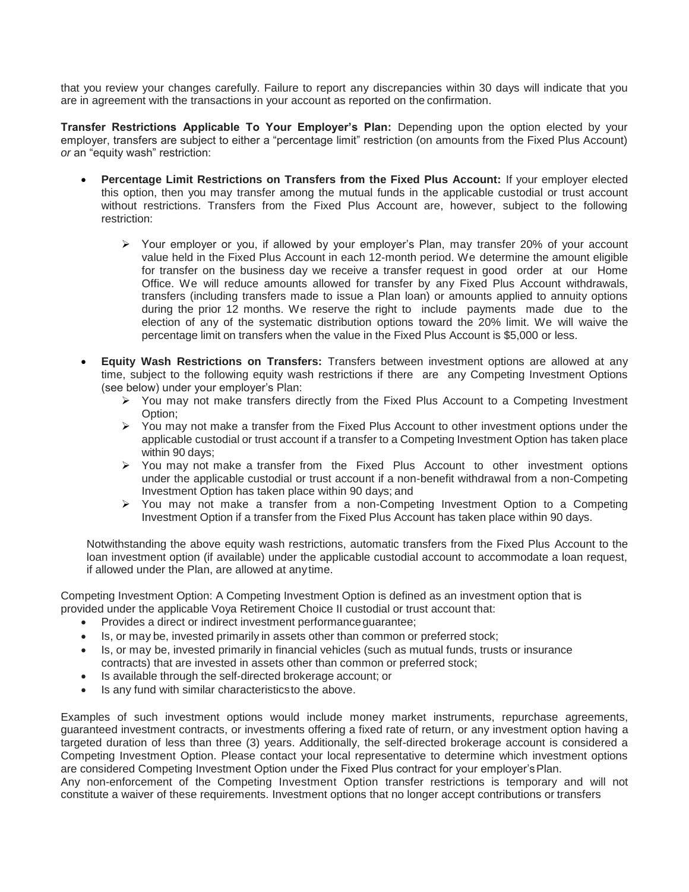that you review your changes carefully. Failure to report any discrepancies within 30 days will indicate that you are in agreement with the transactions in your account as reported on the confirmation.

**Transfer Restrictions Applicable To Your Employer's Plan:** Depending upon the option elected by your employer, transfers are subject to either a "percentage limit" restriction (on amounts from the Fixed Plus Account) *or* an "equity wash" restriction:

- **Percentage Limit Restrictions on Transfers from the Fixed Plus Account:** If your employer elected this option, then you may transfer among the mutual funds in the applicable custodial or trust account without restrictions. Transfers from the Fixed Plus Account are, however, subject to the following restriction:
  - Your employer or you, if allowed by your employer's Plan, may transfer 20% of your account value held in the Fixed Plus Account in each 12-month period. We determine the amount eligible for transfer on the business day we receive a transfer request in good order at our Home Office. We will reduce amounts allowed for transfer by any Fixed Plus Account withdrawals, transfers (including transfers made to issue a Plan loan) or amounts applied to annuity options during the prior 12 months. We reserve the right to include payments made due to the election of any of the systematic distribution options toward the 20% limit. We will waive the percentage limit on transfers when the value in the Fixed Plus Account is $5,000 or less.
- **Equity Wash Restrictions on Transfers:** Transfers between investment options are allowed at any time, subject to the following equity wash restrictions if there are any Competing Investment Options (see below) under your employer's Plan:
  - You may not make transfers directly from the Fixed Plus Account to a Competing Investment Option;
  - You may not make a transfer from the Fixed Plus Account to other investment options under the applicable custodial or trust account if a transfer to a Competing Investment Option has taken place within 90 days;
  - You may not make a transfer from the Fixed Plus Account to other investment options under the applicable custodial or trust account if a non-benefit withdrawal from a non-Competing Investment Option has taken place within 90 days; and
  - You may not make a transfer from a non-Competing Investment Option to a Competing Investment Option if a transfer from the Fixed Plus Account has taken place within 90 days.

  Notwithstanding the above equity wash restrictions, automatic transfers from the Fixed Plus Account to the loan investment option (if available) under the applicable custodial account to accommodate a loan request, if allowed under the Plan, are allowed at any time.

Competing Investment Option: A Competing Investment Option is defined as an investment option that is provided under the applicable Voya Retirement Choice II custodial or trust account that:

- Provides a direct or indirect investment performance guarantee;
- Is, or may be, invested primarily in assets other than common or preferred stock;
- Is, or may be, invested primarily in financial vehicles (such as mutual funds, trusts or insurance contracts) that are invested in assets other than common or preferred stock;
- Is available through the self-directed brokerage account; or
- Is any fund with similar characteristics to the above.

Examples of such investment options would include money market instruments, repurchase agreements, guaranteed investment contracts, or investments offering a fixed rate of return, or any investment option having a targeted duration of less than three (3) years. Additionally, the self-directed brokerage account is considered a Competing Investment Option. Please contact your local representative to determine which investment options are considered Competing Investment Option under the Fixed Plus contract for your employer's Plan.
Any non-enforcement of the Competing Investment Option transfer restrictions is temporary and will not constitute a waiver of these requirements. Investment options that no longer accept contributions or transfers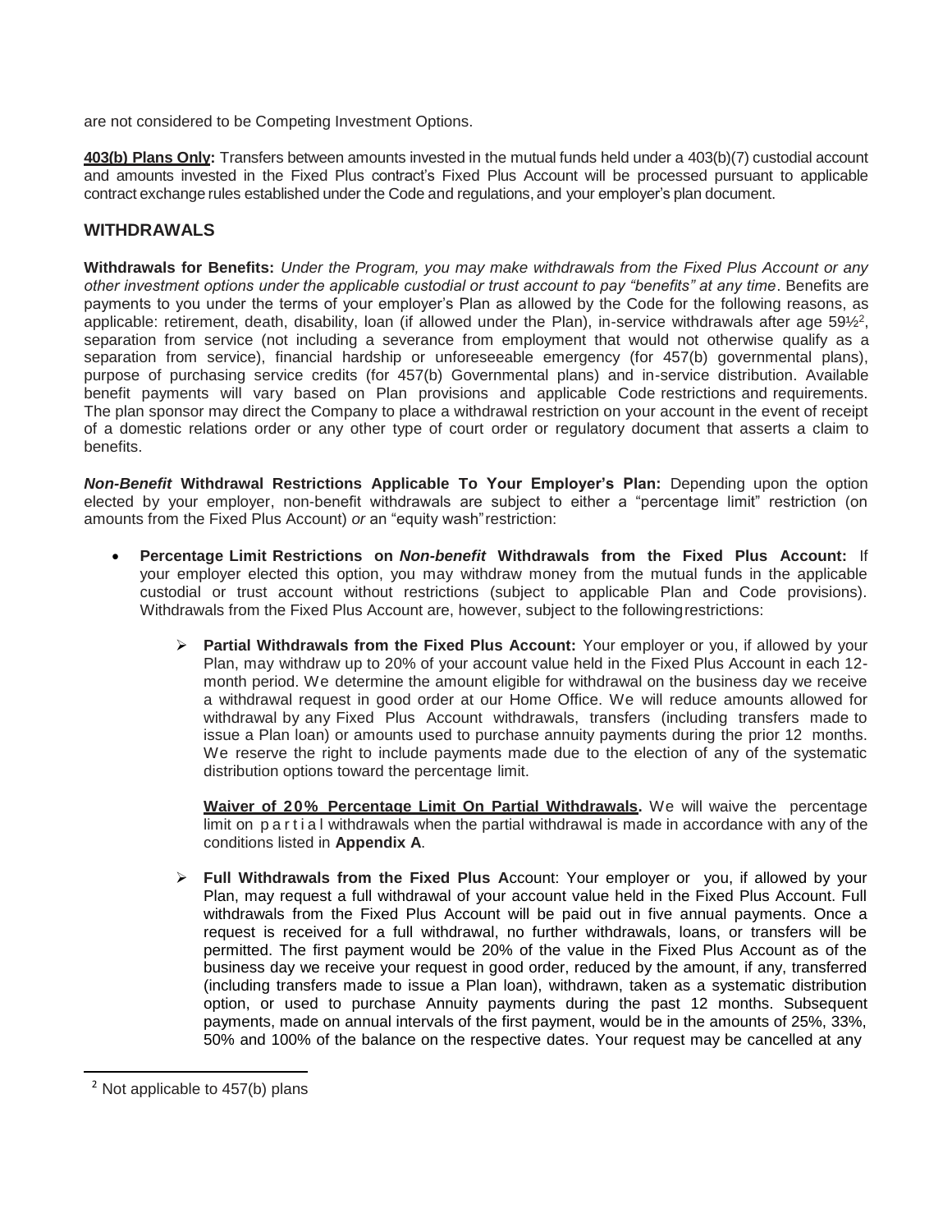are not considered to be Competing Investment Options.

**403(b) Plans Only:** Transfers between amounts invested in the mutual funds held under a 403(b)(7) custodial account and amounts invested in the Fixed Plus contract's Fixed Plus Account will be processed pursuant to applicable contract exchange rules established under the Code and regulations, and your employer's plan document.

## WITHDRAWALS

**Withdrawals for Benefits:** *Under the Program, you may make withdrawals from the Fixed Plus Account or any other investment options under the applicable custodial or trust account to pay "benefits" at any time*. Benefits are payments to you under the terms of your employer's Plan as allowed by the Code for the following reasons, as applicable: retirement, death, disability, loan (if allowed under the Plan), in-service withdrawals after age 59½[2], separation from service (not including a severance from employment that would not otherwise qualify as a separation from service), financial hardship or unforeseeable emergency (for 457(b) governmental plans), purpose of purchasing service credits (for 457(b) Governmental plans) and in-service distribution. Available benefit payments will vary based on Plan provisions and applicable Code restrictions and requirements. The plan sponsor may direct the Company to place a withdrawal restriction on your account in the event of receipt of a domestic relations order or any other type of court order or regulatory document that asserts a claim to benefits.

***Non-Benefit*** **Withdrawal Restrictions Applicable To Your Employer's Plan:** Depending upon the option elected by your employer, non-benefit withdrawals are subject to either a "percentage limit" restriction (on amounts from the Fixed Plus Account) *or* an "equity wash" restriction:

- **Percentage Limit Restrictions on *Non-benefit* Withdrawals from the Fixed Plus Account:** If your employer elected this option, you may withdraw money from the mutual funds in the applicable custodial or trust account without restrictions (subject to applicable Plan and Code provisions). Withdrawals from the Fixed Plus Account are, however, subject to the following restrictions:

  - **Partial Withdrawals from the Fixed Plus Account:** Your employer or you, if allowed by your Plan, may withdraw up to 20% of your account value held in the Fixed Plus Account in each 12-month period. We determine the amount eligible for withdrawal on the business day we receive a withdrawal request in good order at our Home Office. We will reduce amounts allowed for withdrawal by any Fixed Plus Account withdrawals, transfers (including transfers made to issue a Plan loan) or amounts used to purchase annuity payments during the prior 12 months. We reserve the right to include payments made due to the election of any of the systematic distribution options toward the percentage limit.

    **Waiver of 20% Percentage Limit On Partial Withdrawals.** We will waive the percentage limit on partial withdrawals when the partial withdrawal is made in accordance with any of the conditions listed in **Appendix A**.

  - **Full Withdrawals from the Fixed Plus A**ccount: Your employer or you, if allowed by your Plan, may request a full withdrawal of your account value held in the Fixed Plus Account. Full withdrawals from the Fixed Plus Account will be paid out in five annual payments. Once a request is received for a full withdrawal, no further withdrawals, loans, or transfers will be permitted. The first payment would be 20% of the value in the Fixed Plus Account as of the business day we receive your request in good order, reduced by the amount, if any, transferred (including transfers made to issue a Plan loan), withdrawn, taken as a systematic distribution option, or used to purchase Annuity payments during the past 12 months. Subsequent payments, made on annual intervals of the first payment, would be in the amounts of 25%, 33%, 50% and 100% of the balance on the respective dates. Your request may be cancelled at any

[2] Not applicable to 457(b) plans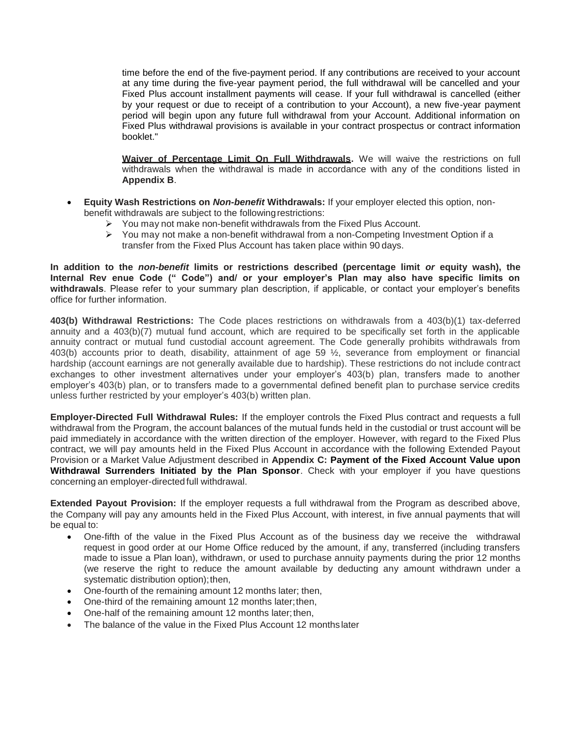time before the end of the five-payment period. If any contributions are received to your account at any time during the five-year payment period, the full withdrawal will be cancelled and your Fixed Plus account installment payments will cease. If your full withdrawal is cancelled (either by your request or due to receipt of a contribution to your Account), a new five-year payment period will begin upon any future full withdrawal from your Account. Additional information on Fixed Plus withdrawal provisions is available in your contract prospectus or contract information booklet."

**Waiver of Percentage Limit On Full Withdrawals.** We will waive the restrictions on full withdrawals when the withdrawal is made in accordance with any of the conditions listed in **Appendix B**.

- **Equity Wash Restrictions on *Non-benefit* Withdrawals:** If your employer elected this option, non-benefit withdrawals are subject to the following restrictions:
  - You may not make non-benefit withdrawals from the Fixed Plus Account.
  - You may not make a non-benefit withdrawal from a non-Competing Investment Option if a transfer from the Fixed Plus Account has taken place within 90 days.

**In addition to the *non-benefit* limits or restrictions described (percentage limit *or* equity wash), the Internal Rev enue Code (" Code") and/ or your employer's Plan may also have specific limits on withdrawals**. Please refer to your summary plan description, if applicable, or contact your employer's benefits office for further information.

**403(b) Withdrawal Restrictions:** The Code places restrictions on withdrawals from a 403(b)(1) tax-deferred annuity and a 403(b)(7) mutual fund account, which are required to be specifically set forth in the applicable annuity contract or mutual fund custodial account agreement. The Code generally prohibits withdrawals from 403(b) accounts prior to death, disability, attainment of age 59 ½, severance from employment or financial hardship (account earnings are not generally available due to hardship). These restrictions do not include contract exchanges to other investment alternatives under your employer's 403(b) plan, transfers made to another employer's 403(b) plan, or to transfers made to a governmental defined benefit plan to purchase service credits unless further restricted by your employer's 403(b) written plan.

**Employer-Directed Full Withdrawal Rules:** If the employer controls the Fixed Plus contract and requests a full withdrawal from the Program, the account balances of the mutual funds held in the custodial or trust account will be paid immediately in accordance with the written direction of the employer. However, with regard to the Fixed Plus contract, we will pay amounts held in the Fixed Plus Account in accordance with the following Extended Payout Provision or a Market Value Adjustment described in **Appendix C: Payment of the Fixed Account Value upon Withdrawal Surrenders Initiated by the Plan Sponsor**. Check with your employer if you have questions concerning an employer-directed full withdrawal.

**Extended Payout Provision:** If the employer requests a full withdrawal from the Program as described above, the Company will pay any amounts held in the Fixed Plus Account, with interest, in five annual payments that will be equal to:

- One-fifth of the value in the Fixed Plus Account as of the business day we receive the withdrawal request in good order at our Home Office reduced by the amount, if any, transferred (including transfers made to issue a Plan loan), withdrawn, or used to purchase annuity payments during the prior 12 months (we reserve the right to reduce the amount available by deducting any amount withdrawn under a systematic distribution option); then,
- One-fourth of the remaining amount 12 months later; then,
- One-third of the remaining amount 12 months later; then,
- One-half of the remaining amount 12 months later; then,
- The balance of the value in the Fixed Plus Account 12 months later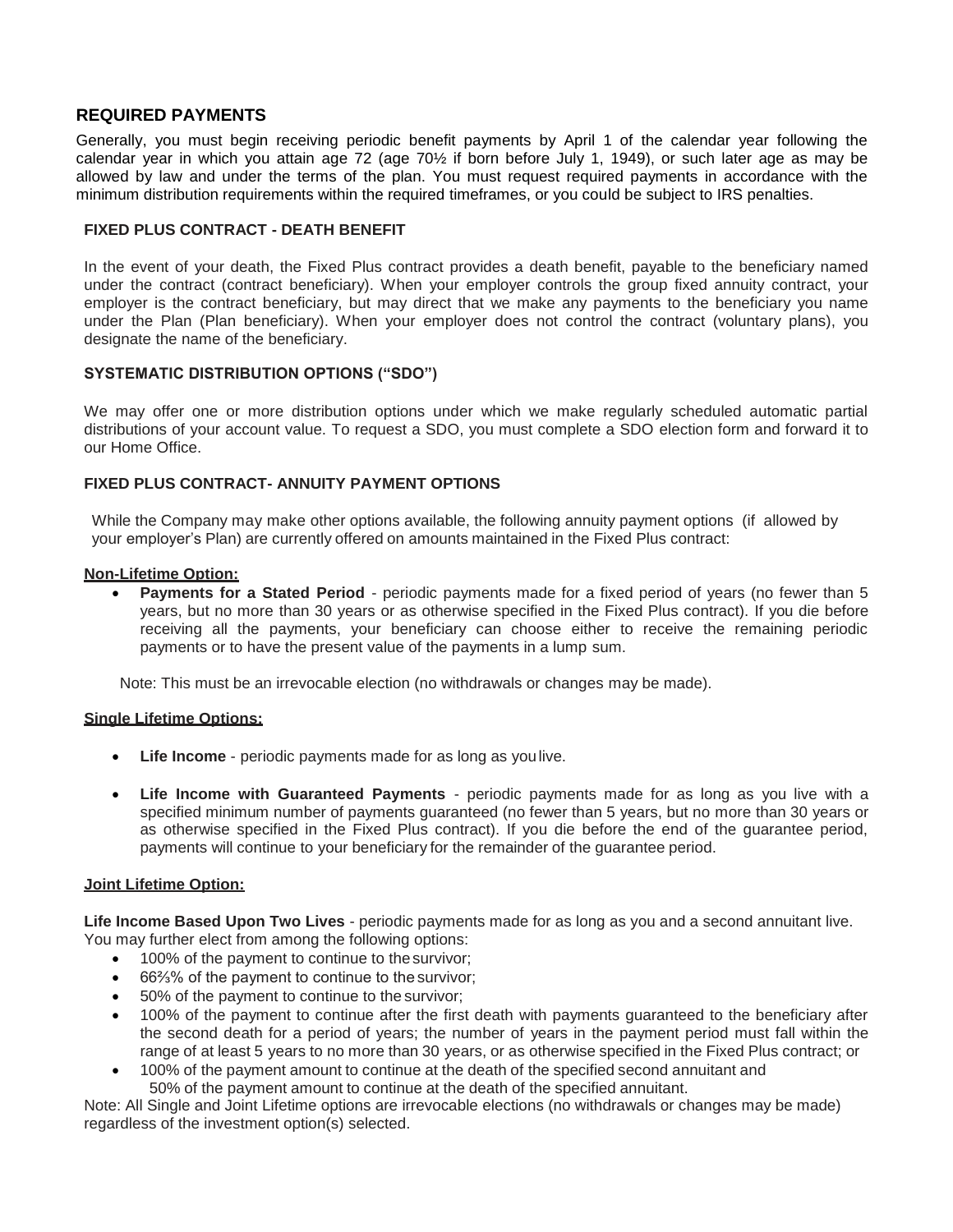## REQUIRED PAYMENTS

Generally, you must begin receiving periodic benefit payments by April 1 of the calendar year following the calendar year in which you attain age 72 (age 70½ if born before July 1, 1949), or such later age as may be allowed by law and under the terms of the plan. You must request required payments in accordance with the minimum distribution requirements within the required timeframes, or you could be subject to IRS penalties.

### FIXED PLUS CONTRACT - DEATH BENEFIT

In the event of your death, the Fixed Plus contract provides a death benefit, payable to the beneficiary named under the contract (contract beneficiary). When your employer controls the group fixed annuity contract, your employer is the contract beneficiary, but may direct that we make any payments to the beneficiary you name under the Plan (Plan beneficiary). When your employer does not control the contract (voluntary plans), you designate the name of the beneficiary.

### SYSTEMATIC DISTRIBUTION OPTIONS ("SDO")

We may offer one or more distribution options under which we make regularly scheduled automatic partial distributions of your account value. To request a SDO, you must complete a SDO election form and forward it to our Home Office.

### FIXED PLUS CONTRACT- ANNUITY PAYMENT OPTIONS

While the Company may make other options available, the following annuity payment options (if allowed by your employer's Plan) are currently offered on amounts maintained in the Fixed Plus contract:

**Non-Lifetime Option:**

- **Payments for a Stated Period** - periodic payments made for a fixed period of years (no fewer than 5 years, but no more than 30 years or as otherwise specified in the Fixed Plus contract). If you die before receiving all the payments, your beneficiary can choose either to receive the remaining periodic payments or to have the present value of the payments in a lump sum.

Note: This must be an irrevocable election (no withdrawals or changes may be made).

**Single Lifetime Options:**

- **Life Income** - periodic payments made for as long as you live.
- **Life Income with Guaranteed Payments** - periodic payments made for as long as you live with a specified minimum number of payments guaranteed (no fewer than 5 years, but no more than 30 years or as otherwise specified in the Fixed Plus contract). If you die before the end of the guarantee period, payments will continue to your beneficiary for the remainder of the guarantee period.

**Joint Lifetime Option:**

**Life Income Based Upon Two Lives** - periodic payments made for as long as you and a second annuitant live. You may further elect from among the following options:

- 100% of the payment to continue to the survivor;
- 66⅔% of the payment to continue to the survivor;
- 50% of the payment to continue to the survivor;
- 100% of the payment to continue after the first death with payments guaranteed to the beneficiary after the second death for a period of years; the number of years in the payment period must fall within the range of at least 5 years to no more than 30 years, or as otherwise specified in the Fixed Plus contract; or
- 100% of the payment amount to continue at the death of the specified second annuitant and 50% of the payment amount to continue at the death of the specified annuitant.

Note: All Single and Joint Lifetime options are irrevocable elections (no withdrawals or changes may be made) regardless of the investment option(s) selected.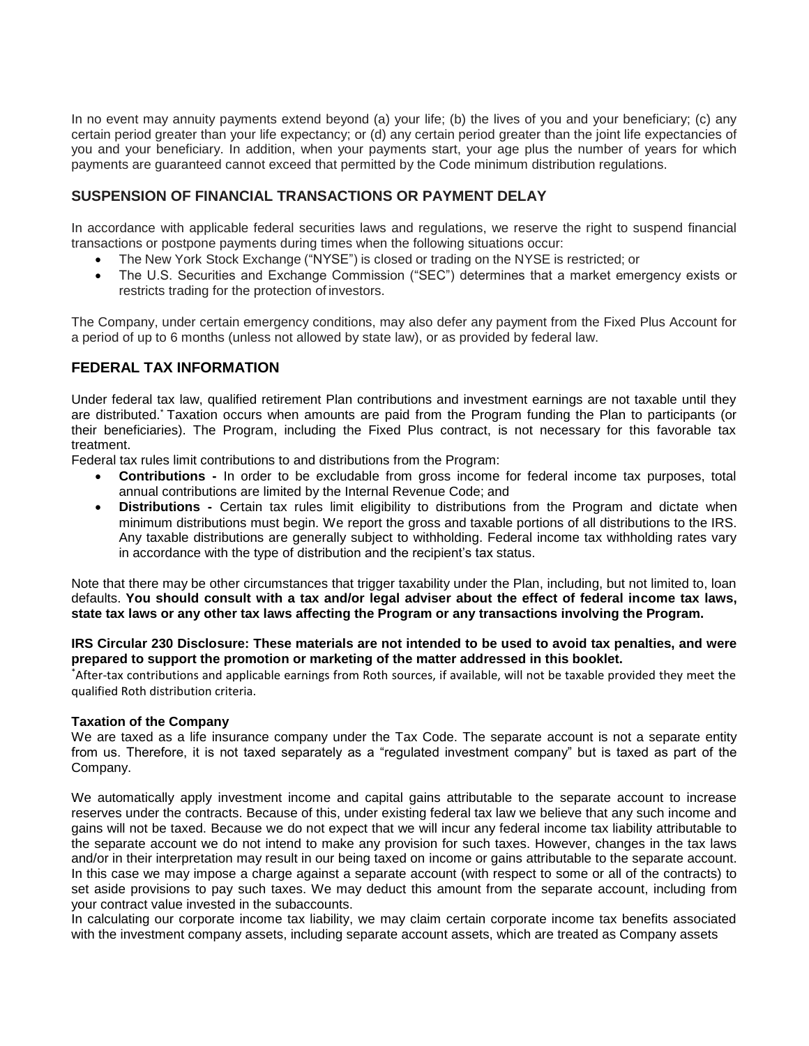In no event may annuity payments extend beyond (a) your life; (b) the lives of you and your beneficiary; (c) any certain period greater than your life expectancy; or (d) any certain period greater than the joint life expectancies of you and your beneficiary. In addition, when your payments start, your age plus the number of years for which payments are guaranteed cannot exceed that permitted by the Code minimum distribution regulations.

## SUSPENSION OF FINANCIAL TRANSACTIONS OR PAYMENT DELAY

In accordance with applicable federal securities laws and regulations, we reserve the right to suspend financial transactions or postpone payments during times when the following situations occur:

- The New York Stock Exchange ("NYSE") is closed or trading on the NYSE is restricted; or
- The U.S. Securities and Exchange Commission ("SEC") determines that a market emergency exists or restricts trading for the protection of investors.

The Company, under certain emergency conditions, may also defer any payment from the Fixed Plus Account for a period of up to 6 months (unless not allowed by state law), or as provided by federal law.

## FEDERAL TAX INFORMATION

Under federal tax law, qualified retirement Plan contributions and investment earnings are not taxable until they are distributed.* Taxation occurs when amounts are paid from the Program funding the Plan to participants (or their beneficiaries). The Program, including the Fixed Plus contract, is not necessary for this favorable tax treatment.

Federal tax rules limit contributions to and distributions from the Program:

- **Contributions -** In order to be excludable from gross income for federal income tax purposes, total annual contributions are limited by the Internal Revenue Code; and
- **Distributions -** Certain tax rules limit eligibility to distributions from the Program and dictate when minimum distributions must begin. We report the gross and taxable portions of all distributions to the IRS. Any taxable distributions are generally subject to withholding. Federal income tax withholding rates vary in accordance with the type of distribution and the recipient's tax status.

Note that there may be other circumstances that trigger taxability under the Plan, including, but not limited to, loan defaults. **You should consult with a tax and/or legal adviser about the effect of federal income tax laws, state tax laws or any other tax laws affecting the Program or any transactions involving the Program.**

**IRS Circular 230 Disclosure: These materials are not intended to be used to avoid tax penalties, and were prepared to support the promotion or marketing of the matter addressed in this booklet.**

*After-tax contributions and applicable earnings from Roth sources, if available, will not be taxable provided they meet the qualified Roth distribution criteria.

**Taxation of the Company**

We are taxed as a life insurance company under the Tax Code. The separate account is not a separate entity from us. Therefore, it is not taxed separately as a "regulated investment company" but is taxed as part of the Company.

We automatically apply investment income and capital gains attributable to the separate account to increase reserves under the contracts. Because of this, under existing federal tax law we believe that any such income and gains will not be taxed. Because we do not expect that we will incur any federal income tax liability attributable to the separate account we do not intend to make any provision for such taxes. However, changes in the tax laws and/or in their interpretation may result in our being taxed on income or gains attributable to the separate account. In this case we may impose a charge against a separate account (with respect to some or all of the contracts) to set aside provisions to pay such taxes. We may deduct this amount from the separate account, including from your contract value invested in the subaccounts.

In calculating our corporate income tax liability, we may claim certain corporate income tax benefits associated with the investment company assets, including separate account assets, which are treated as Company assets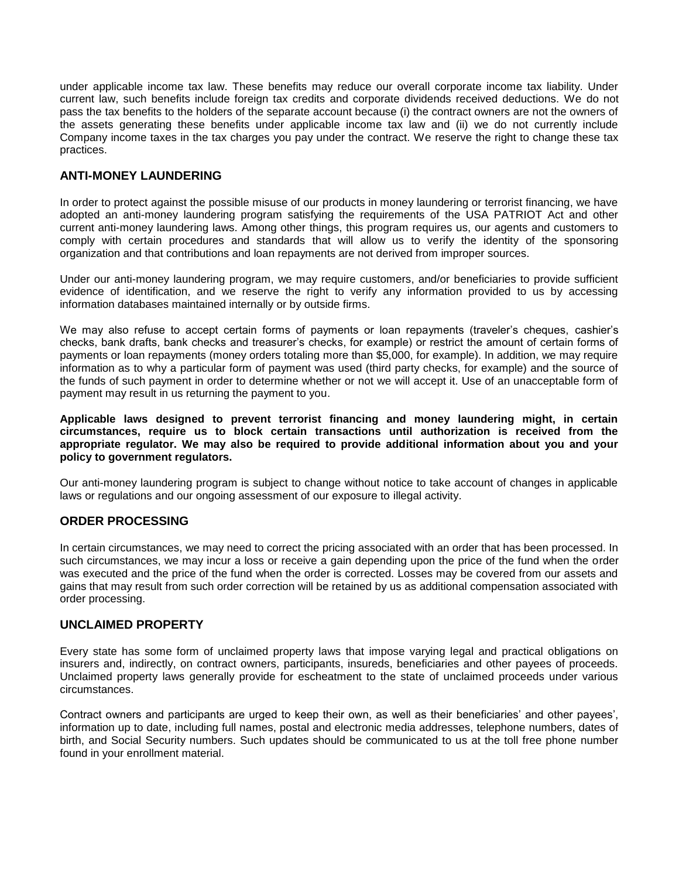under applicable income tax law. These benefits may reduce our overall corporate income tax liability. Under current law, such benefits include foreign tax credits and corporate dividends received deductions. We do not pass the tax benefits to the holders of the separate account because (i) the contract owners are not the owners of the assets generating these benefits under applicable income tax law and (ii) we do not currently include Company income taxes in the tax charges you pay under the contract. We reserve the right to change these tax practices.

## ANTI-MONEY LAUNDERING

In order to protect against the possible misuse of our products in money laundering or terrorist financing, we have adopted an anti-money laundering program satisfying the requirements of the USA PATRIOT Act and other current anti-money laundering laws. Among other things, this program requires us, our agents and customers to comply with certain procedures and standards that will allow us to verify the identity of the sponsoring organization and that contributions and loan repayments are not derived from improper sources.

Under our anti-money laundering program, we may require customers, and/or beneficiaries to provide sufficient evidence of identification, and we reserve the right to verify any information provided to us by accessing information databases maintained internally or by outside firms.

We may also refuse to accept certain forms of payments or loan repayments (traveler's cheques, cashier's checks, bank drafts, bank checks and treasurer's checks, for example) or restrict the amount of certain forms of payments or loan repayments (money orders totaling more than $5,000, for example). In addition, we may require information as to why a particular form of payment was used (third party checks, for example) and the source of the funds of such payment in order to determine whether or not we will accept it. Use of an unacceptable form of payment may result in us returning the payment to you.

**Applicable laws designed to prevent terrorist financing and money laundering might, in certain circumstances, require us to block certain transactions until authorization is received from the appropriate regulator. We may also be required to provide additional information about you and your policy to government regulators.**

Our anti-money laundering program is subject to change without notice to take account of changes in applicable laws or regulations and our ongoing assessment of our exposure to illegal activity.

## ORDER PROCESSING

In certain circumstances, we may need to correct the pricing associated with an order that has been processed. In such circumstances, we may incur a loss or receive a gain depending upon the price of the fund when the order was executed and the price of the fund when the order is corrected. Losses may be covered from our assets and gains that may result from such order correction will be retained by us as additional compensation associated with order processing.

## UNCLAIMED PROPERTY

Every state has some form of unclaimed property laws that impose varying legal and practical obligations on insurers and, indirectly, on contract owners, participants, insureds, beneficiaries and other payees of proceeds. Unclaimed property laws generally provide for escheatment to the state of unclaimed proceeds under various circumstances.

Contract owners and participants are urged to keep their own, as well as their beneficiaries' and other payees', information up to date, including full names, postal and electronic media addresses, telephone numbers, dates of birth, and Social Security numbers. Such updates should be communicated to us at the toll free phone number found in your enrollment material.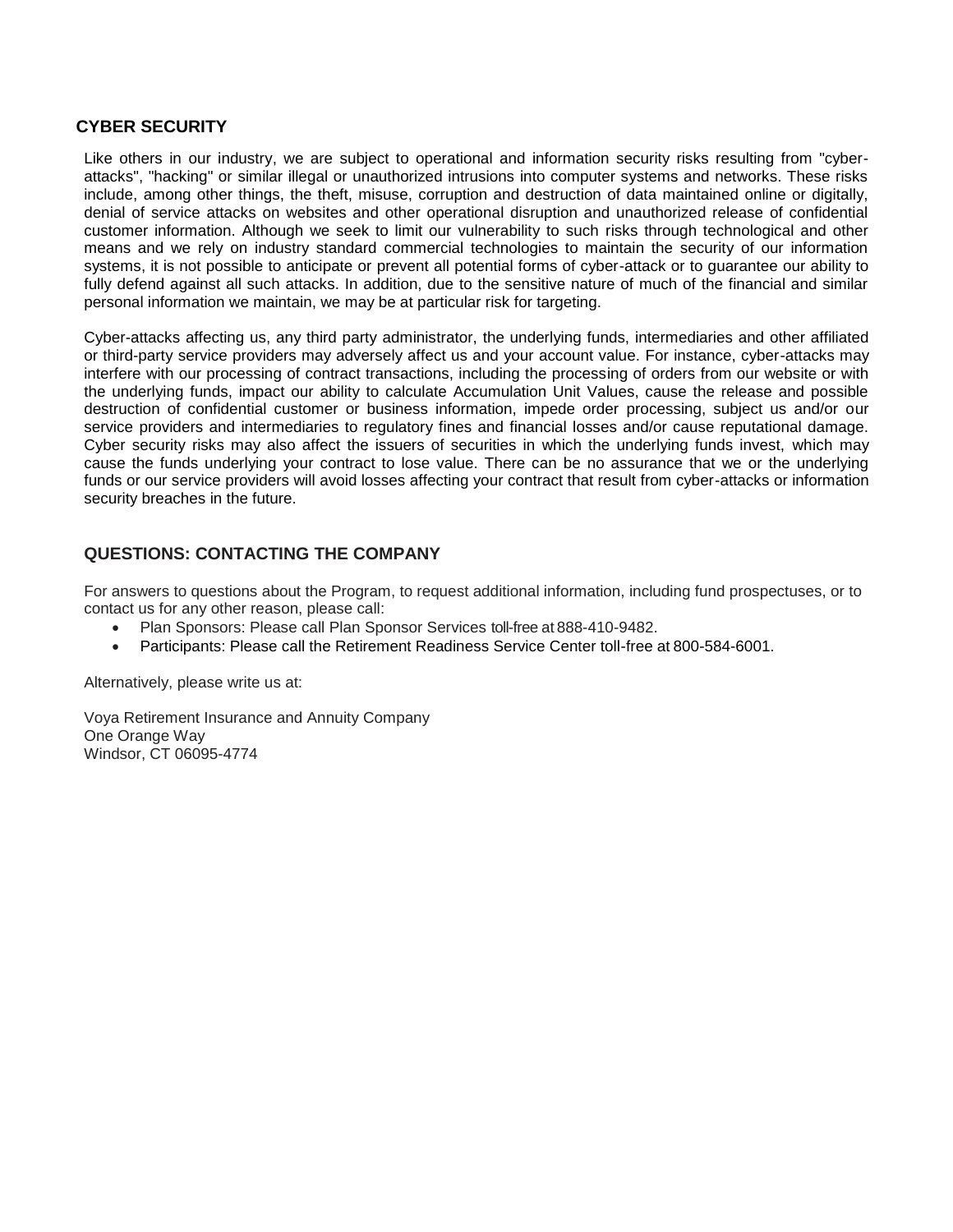## CYBER SECURITY

Like others in our industry, we are subject to operational and information security risks resulting from "cyber-attacks", "hacking" or similar illegal or unauthorized intrusions into computer systems and networks. These risks include, among other things, the theft, misuse, corruption and destruction of data maintained online or digitally, denial of service attacks on websites and other operational disruption and unauthorized release of confidential customer information. Although we seek to limit our vulnerability to such risks through technological and other means and we rely on industry standard commercial technologies to maintain the security of our information systems, it is not possible to anticipate or prevent all potential forms of cyber-attack or to guarantee our ability to fully defend against all such attacks. In addition, due to the sensitive nature of much of the financial and similar personal information we maintain, we may be at particular risk for targeting.

Cyber-attacks affecting us, any third party administrator, the underlying funds, intermediaries and other affiliated or third-party service providers may adversely affect us and your account value. For instance, cyber-attacks may interfere with our processing of contract transactions, including the processing of orders from our website or with the underlying funds, impact our ability to calculate Accumulation Unit Values, cause the release and possible destruction of confidential customer or business information, impede order processing, subject us and/or our service providers and intermediaries to regulatory fines and financial losses and/or cause reputational damage. Cyber security risks may also affect the issuers of securities in which the underlying funds invest, which may cause the funds underlying your contract to lose value. There can be no assurance that we or the underlying funds or our service providers will avoid losses affecting your contract that result from cyber-attacks or information security breaches in the future.

## QUESTIONS: CONTACTING THE COMPANY

For answers to questions about the Program, to request additional information, including fund prospectuses, or to contact us for any other reason, please call:

- Plan Sponsors: Please call Plan Sponsor Services toll-free at 888-410-9482.
- Participants: Please call the Retirement Readiness Service Center toll-free at 800-584-6001.

Alternatively, please write us at:

Voya Retirement Insurance and Annuity Company
One Orange Way
Windsor, CT 06095-4774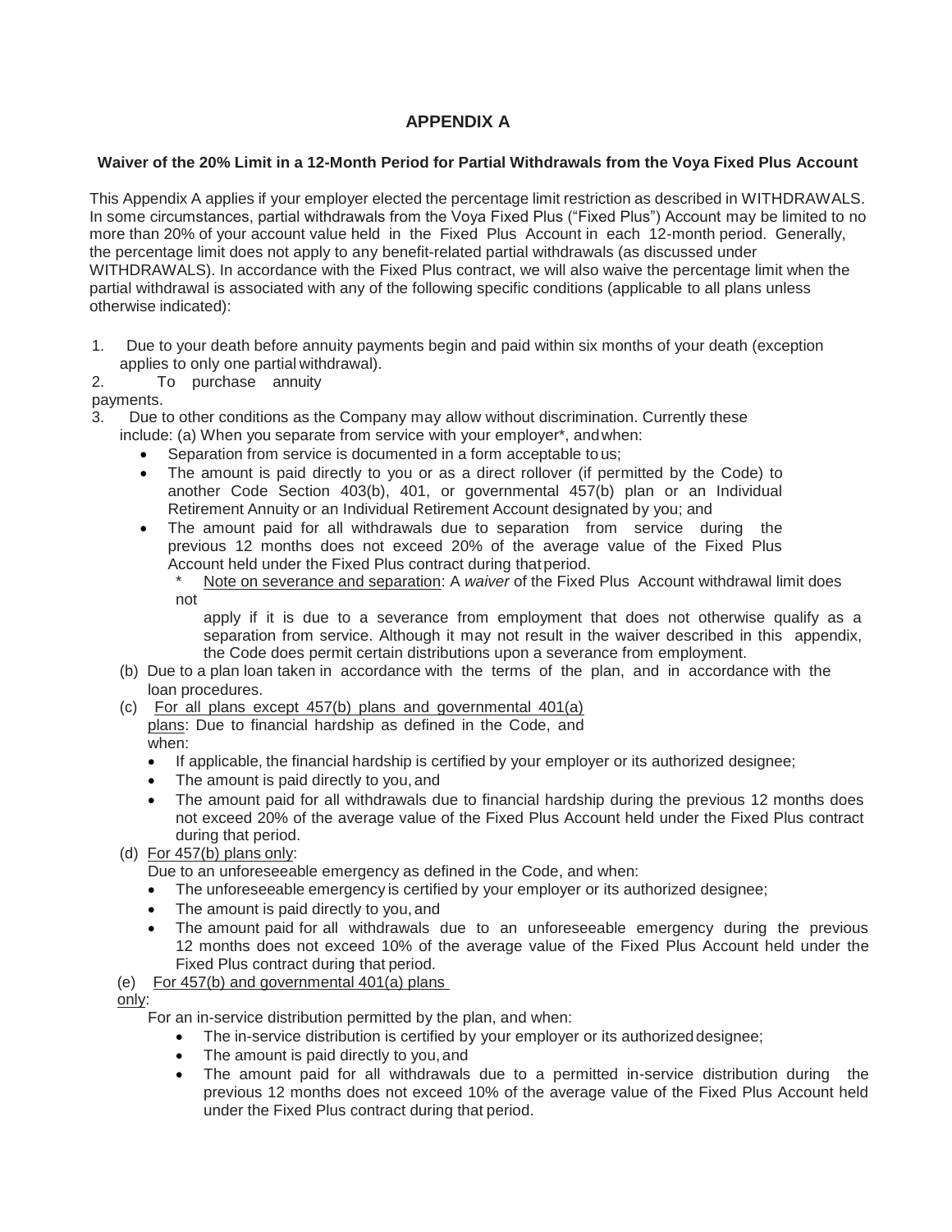# APPENDIX A

**Waiver of the 20% Limit in a 12-Month Period for Partial Withdrawals from the Voya Fixed Plus Account**

This Appendix A applies if your employer elected the percentage limit restriction as described in WITHDRAWALS. In some circumstances, partial withdrawals from the Voya Fixed Plus ("Fixed Plus") Account may be limited to no more than 20% of your account value held in the Fixed Plus Account in each 12-month period. Generally, the percentage limit does not apply to any benefit-related partial withdrawals (as discussed under WITHDRAWALS). In accordance with the Fixed Plus contract, we will also waive the percentage limit when the partial withdrawal is associated with any of the following specific conditions (applicable to all plans unless otherwise indicated):

1. Due to your death before annuity payments begin and paid within six months of your death (exception applies to only one partial withdrawal).
2. To purchase annuity payments.
3. Due to other conditions as the Company may allow without discrimination. Currently these include: (a) When you separate from service with your employer*, and when:
   - Separation from service is documented in a form acceptable to us;
   - The amount is paid directly to you or as a direct rollover (if permitted by the Code) to another Code Section 403(b), 401, or governmental 457(b) plan or an Individual Retirement Annuity or an Individual Retirement Account designated by you; and
   - The amount paid for all withdrawals due to separation from service during the previous 12 months does not exceed 20% of the average value of the Fixed Plus Account held under the Fixed Plus contract during that period.

   \* Note on severance and separation: A *waiver* of the Fixed Plus Account withdrawal limit does not apply if it is due to a severance from employment that does not otherwise qualify as a separation from service. Although it may not result in the waiver described in this appendix, the Code does permit certain distributions upon a severance from employment.

   (b) Due to a plan loan taken in accordance with the terms of the plan, and in accordance with the loan procedures.

   (c) For all plans except 457(b) plans and governmental 401(a) plans: Due to financial hardship as defined in the Code, and when:
   - If applicable, the financial hardship is certified by your employer or its authorized designee;
   - The amount is paid directly to you, and
   - The amount paid for all withdrawals due to financial hardship during the previous 12 months does not exceed 20% of the average value of the Fixed Plus Account held under the Fixed Plus contract during that period.

   (d) For 457(b) plans only:
   Due to an unforeseeable emergency as defined in the Code, and when:
   - The unforeseeable emergency is certified by your employer or its authorized designee;
   - The amount is paid directly to you, and
   - The amount paid for all withdrawals due to an unforeseeable emergency during the previous 12 months does not exceed 10% of the average value of the Fixed Plus Account held under the Fixed Plus contract during that period.

   (e) For 457(b) and governmental 401(a) plans only:
   For an in-service distribution permitted by the plan, and when:
   - The in-service distribution is certified by your employer or its authorized designee;
   - The amount is paid directly to you, and
   - The amount paid for all withdrawals due to a permitted in-service distribution during the previous 12 months does not exceed 10% of the average value of the Fixed Plus Account held under the Fixed Plus contract during that period.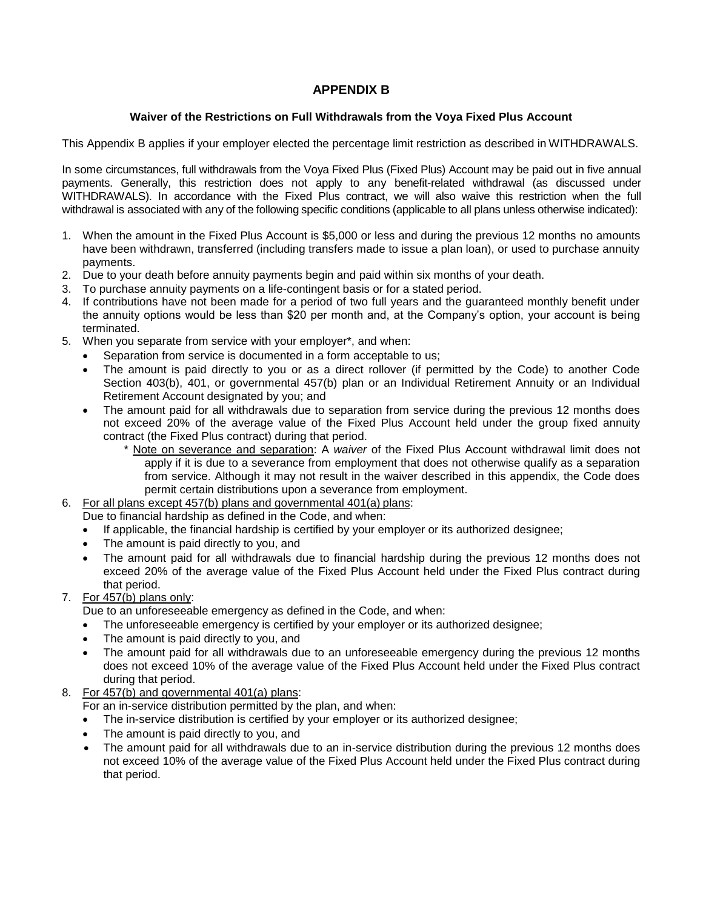# APPENDIX B

## Waiver of the Restrictions on Full Withdrawals from the Voya Fixed Plus Account

This Appendix B applies if your employer elected the percentage limit restriction as described in WITHDRAWALS.

In some circumstances, full withdrawals from the Voya Fixed Plus (Fixed Plus) Account may be paid out in five annual payments. Generally, this restriction does not apply to any benefit-related withdrawal (as discussed under WITHDRAWALS). In accordance with the Fixed Plus contract, we will also waive this restriction when the full withdrawal is associated with any of the following specific conditions (applicable to all plans unless otherwise indicated):

1. When the amount in the Fixed Plus Account is $5,000 or less and during the previous 12 months no amounts have been withdrawn, transferred (including transfers made to issue a plan loan), or used to purchase annuity payments.
2. Due to your death before annuity payments begin and paid within six months of your death.
3. To purchase annuity payments on a life-contingent basis or for a stated period.
4. If contributions have not been made for a period of two full years and the guaranteed monthly benefit under the annuity options would be less than $20 per month and, at the Company's option, your account is being terminated.
5. When you separate from service with your employer*, and when:
   - Separation from service is documented in a form acceptable to us;
   - The amount is paid directly to you or as a direct rollover (if permitted by the Code) to another Code Section 403(b), 401, or governmental 457(b) plan or an Individual Retirement Annuity or an Individual Retirement Account designated by you; and
   - The amount paid for all withdrawals due to separation from service during the previous 12 months does not exceed 20% of the average value of the Fixed Plus Account held under the group fixed annuity contract (the Fixed Plus contract) during that period.

     \* Note on severance and separation: A *waiver* of the Fixed Plus Account withdrawal limit does not apply if it is due to a severance from employment that does not otherwise qualify as a separation from service. Although it may not result in the waiver described in this appendix, the Code does permit certain distributions upon a severance from employment.
6. For all plans except 457(b) plans and governmental 401(a) plans:
   Due to financial hardship as defined in the Code, and when:
   - If applicable, the financial hardship is certified by your employer or its authorized designee;
   - The amount is paid directly to you, and
   - The amount paid for all withdrawals due to financial hardship during the previous 12 months does not exceed 20% of the average value of the Fixed Plus Account held under the Fixed Plus contract during that period.
7. For 457(b) plans only:
   Due to an unforeseeable emergency as defined in the Code, and when:
   - The unforeseeable emergency is certified by your employer or its authorized designee;
   - The amount is paid directly to you, and
   - The amount paid for all withdrawals due to an unforeseeable emergency during the previous 12 months does not exceed 10% of the average value of the Fixed Plus Account held under the Fixed Plus contract during that period.
8. For 457(b) and governmental 401(a) plans:
   For an in-service distribution permitted by the plan, and when:
   - The in-service distribution is certified by your employer or its authorized designee;
   - The amount is paid directly to you, and
   - The amount paid for all withdrawals due to an in-service distribution during the previous 12 months does not exceed 10% of the average value of the Fixed Plus Account held under the Fixed Plus contract during that period.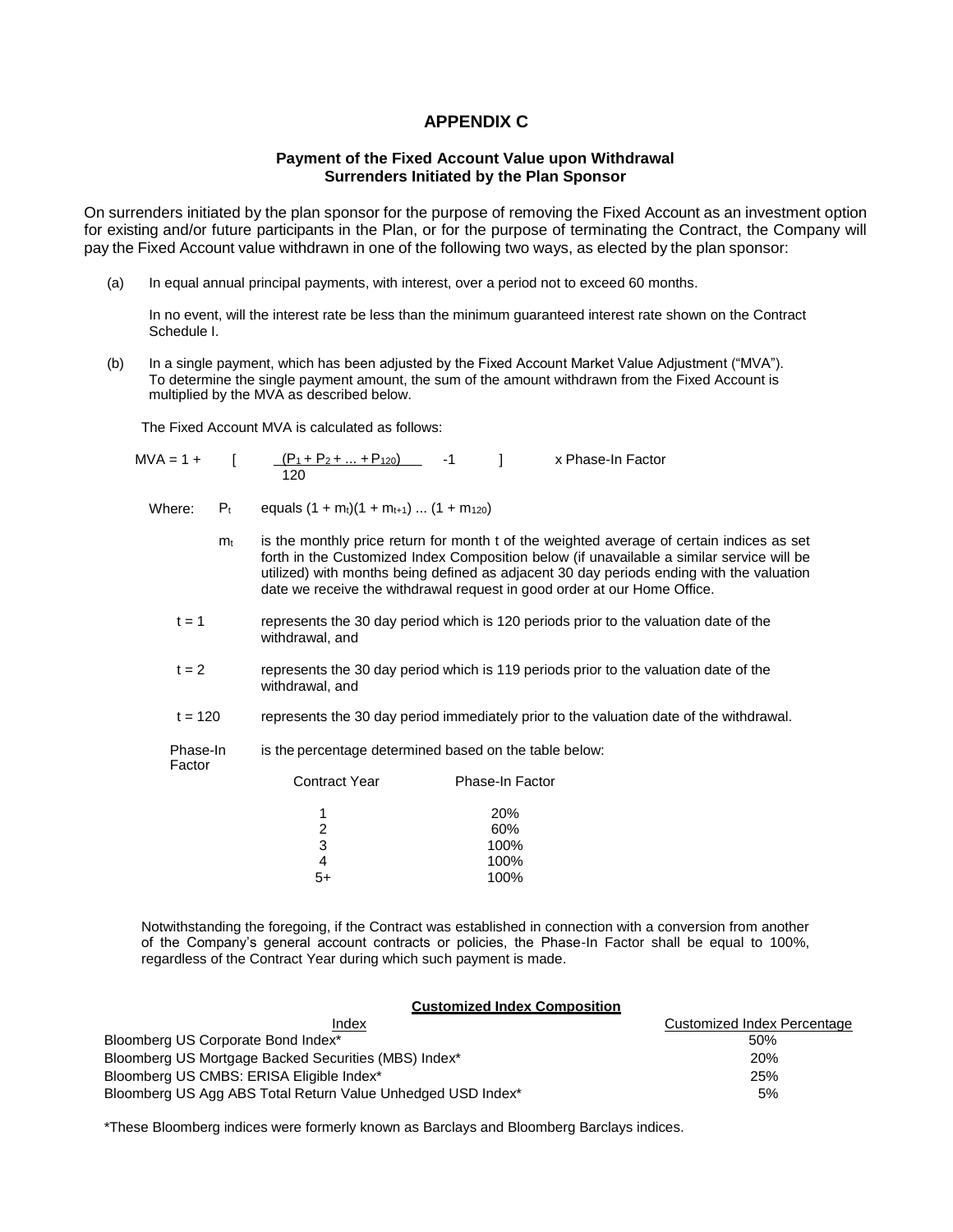# APPENDIX C

### Payment of the Fixed Account Value upon Withdrawal
### Surrenders Initiated by the Plan Sponsor

On surrenders initiated by the plan sponsor for the purpose of removing the Fixed Account as an investment option for existing and/or future participants in the Plan, or for the purpose of terminating the Contract, the Company will pay the Fixed Account value withdrawn in one of the following two ways, as elected by the plan sponsor:

(a) In equal annual principal payments, with interest, over a period not to exceed 60 months.

In no event, will the interest rate be less than the minimum guaranteed interest rate shown on the Contract Schedule I.

(b) In a single payment, which has been adjusted by the Fixed Account Market Value Adjustment ("MVA"). To determine the single payment amount, the sum of the amount withdrawn from the Fixed Account is multiplied by the MVA as described below.

The Fixed Account MVA is calculated as follows:

$$MVA = 1 + \left[ \frac{(P_1 + P_2 + \ldots + P_{120})}{120} - 1 \right] \times \text{Phase-In Factor}$$

Where: $P_t$ equals $(1 + m_t)(1 + m_{t+1}) \ldots (1 + m_{120})$

$m_t$ is the monthly price return for month t of the weighted average of certain indices as set forth in the Customized Index Composition below (if unavailable a similar service will be utilized) with months being defined as adjacent 30 day periods ending with the valuation date we receive the withdrawal request in good order at our Home Office.

$t = 1$ represents the 30 day period which is 120 periods prior to the valuation date of the withdrawal, and

$t = 2$ represents the 30 day period which is 119 periods prior to the valuation date of the withdrawal, and

$t = 120$ represents the 30 day period immediately prior to the valuation date of the withdrawal.

Phase-In Factor is the percentage determined based on the table below:

| Contract Year | Phase-In Factor |
|---|---|
| 1 | 20% |
| 2 | 60% |
| 3 | 100% |
| 4 | 100% |
| 5+ | 100% |

Notwithstanding the foregoing, if the Contract was established in connection with a conversion from another of the Company's general account contracts or policies, the Phase-In Factor shall be equal to 100%, regardless of the Contract Year during which such payment is made.

**Customized Index Composition**

| Index | Customized Index Percentage |
|---|---|
| Bloomberg US Corporate Bond Index* | 50% |
| Bloomberg US Mortgage Backed Securities (MBS) Index* | 20% |
| Bloomberg US CMBS: ERISA Eligible Index* | 25% |
| Bloomberg US Agg ABS Total Return Value Unhedged USD Index* | 5% |

*These Bloomberg indices were formerly known as Barclays and Bloomberg Barclays indices.